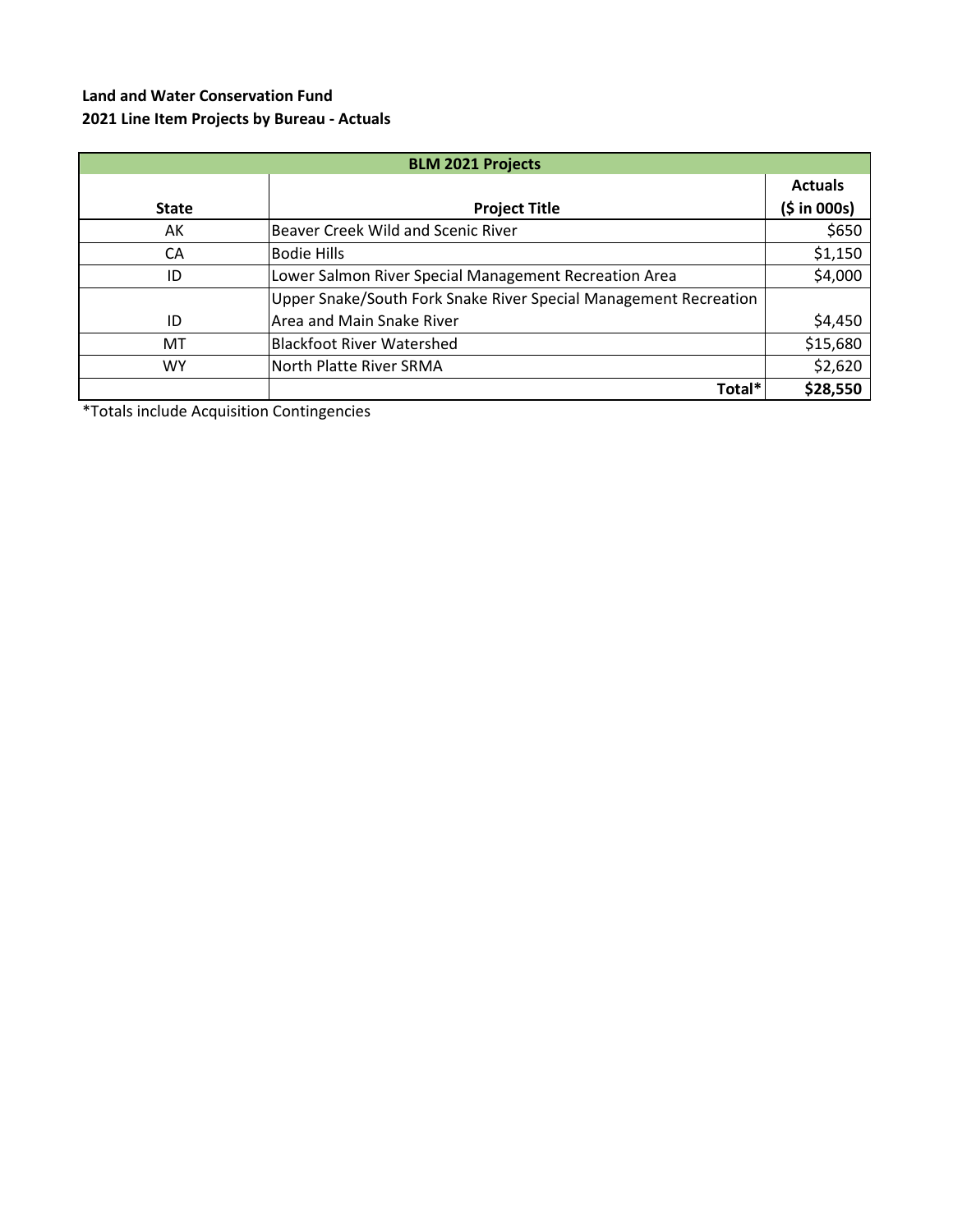**Land and Water Conservation Fund**
**2021 Line Item Projects by Bureau - Actuals**

| BLM 2021 Projects | | |
|---|---|---|
| **State** | **Project Title** | **Actuals ($ in 000s)** |
| AK | Beaver Creek Wild and Scenic River | $650 |
| CA | Bodie Hills | $1,150 |
| ID | Lower Salmon River Special Management Recreation Area | $4,000 |
| ID | Upper Snake/South Fork Snake River Special Management Recreation Area and Main Snake River | $4,450 |
| MT | Blackfoot River Watershed | $15,680 |
| WY | North Platte River SRMA | $2,620 |
| | **Total*** | **$28,550** |

*Totals include Acquisition Contingencies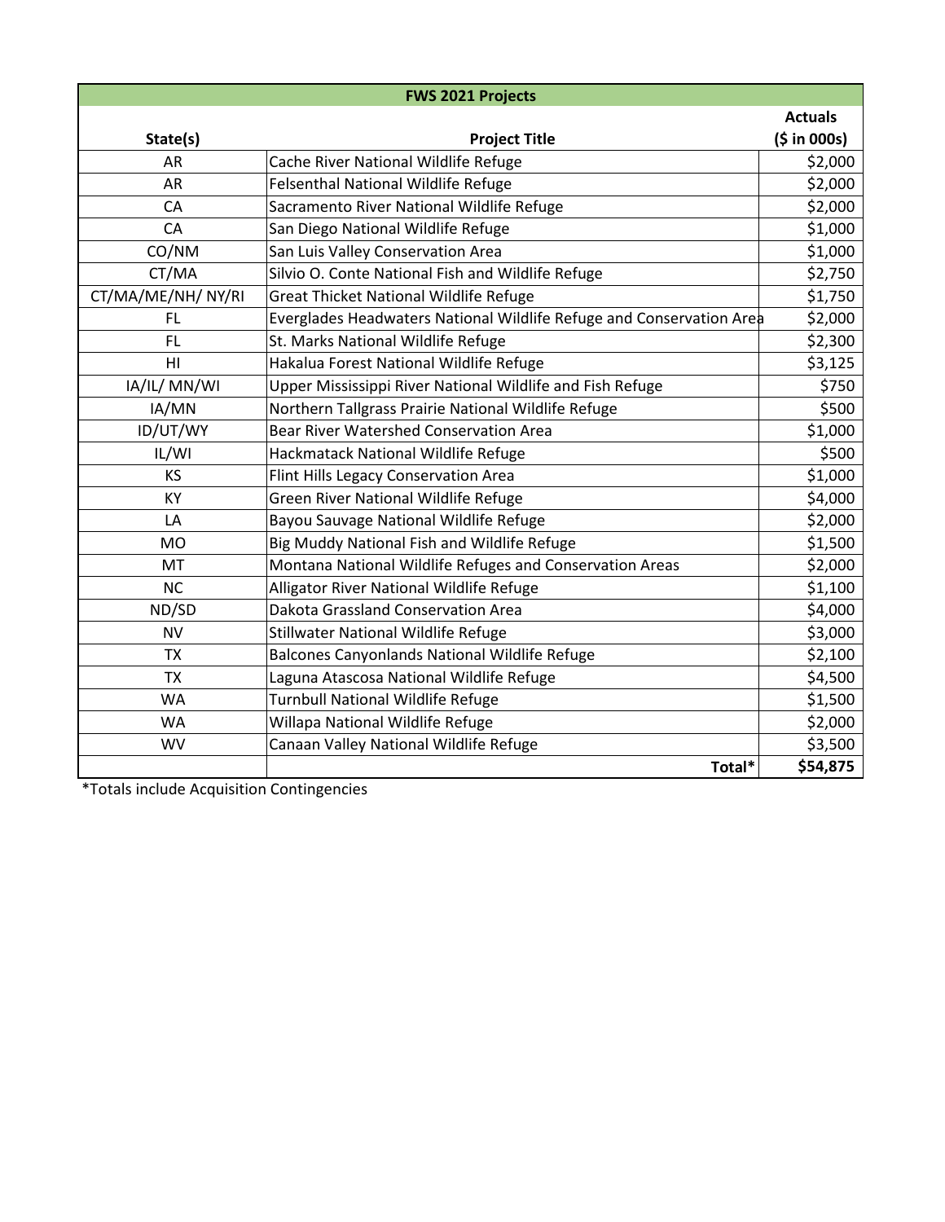| FWS 2021 Projects | | |
|---|---|---|
| State(s) | Project Title | Actuals ($ in 000s) |
| AR | Cache River National Wildlife Refuge | $2,000 |
| AR | Felsenthal National Wildlife Refuge | $2,000 |
| CA | Sacramento River National Wildlife Refuge | $2,000 |
| CA | San Diego National Wildlife Refuge | $1,000 |
| CO/NM | San Luis Valley Conservation Area | $1,000 |
| CT/MA | Silvio O. Conte National Fish and Wildlife Refuge | $2,750 |
| CT/MA/ME/NH/ NY/RI | Great Thicket National Wildlife Refuge | $1,750 |
| FL | Everglades Headwaters National Wildlife Refuge and Conservation Area | $2,000 |
| FL | St. Marks National Wildlife Refuge | $2,300 |
| HI | Hakalua Forest National Wildlife Refuge | $3,125 |
| IA/IL/ MN/WI | Upper Mississippi River National Wildlife and Fish Refuge | $750 |
| IA/MN | Northern Tallgrass Prairie National Wildlife Refuge | $500 |
| ID/UT/WY | Bear River Watershed Conservation Area | $1,000 |
| IL/WI | Hackmatack National Wildlife Refuge | $500 |
| KS | Flint Hills Legacy Conservation Area | $1,000 |
| KY | Green River National Wildlife Refuge | $4,000 |
| LA | Bayou Sauvage National Wildlife Refuge | $2,000 |
| MO | Big Muddy National Fish and Wildlife Refuge | $1,500 |
| MT | Montana National Wildlife Refuges and Conservation Areas | $2,000 |
| NC | Alligator River National Wildlife Refuge | $1,100 |
| ND/SD | Dakota Grassland Conservation Area | $4,000 |
| NV | Stillwater National Wildlife Refuge | $3,000 |
| TX | Balcones Canyonlands National Wildlife Refuge | $2,100 |
| TX | Laguna Atascosa National Wildlife Refuge | $4,500 |
| WA | Turnbull National Wildlife Refuge | $1,500 |
| WA | Willapa National Wildlife Refuge | $2,000 |
| WV | Canaan Valley National Wildlife Refuge | $3,500 |
| | **Total*** | **$54,875** |

*Totals include Acquisition Contingencies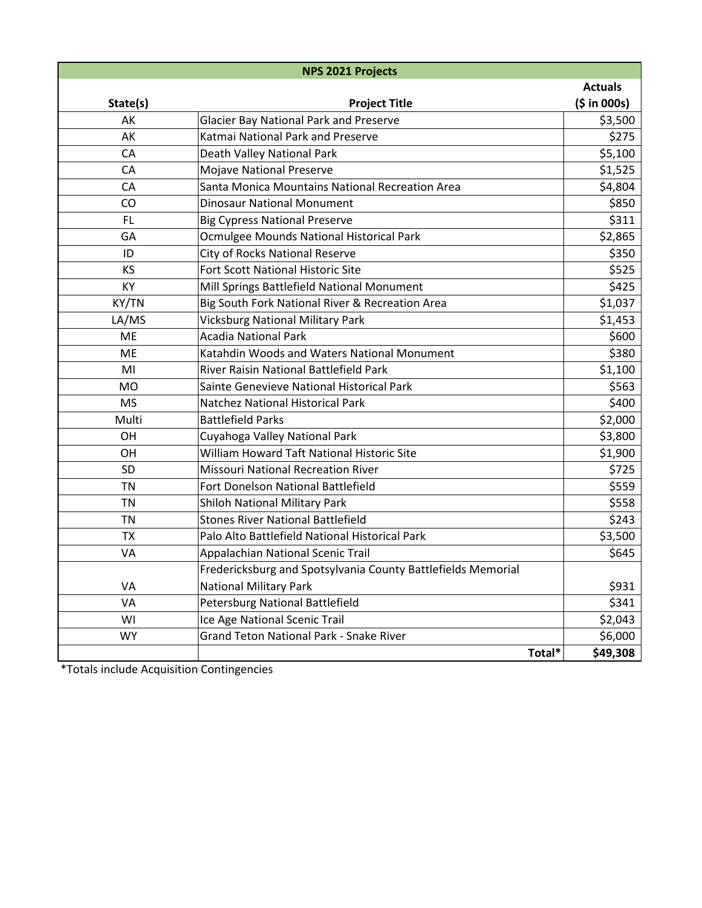| NPS 2021 Projects | | |
|---|---|---|
| State(s) | Project Title | Actuals ($ in 000s) |
| AK | Glacier Bay National Park and Preserve | $3,500 |
| AK | Katmai National Park and Preserve | $275 |
| CA | Death Valley National Park | $5,100 |
| CA | Mojave National Preserve | $1,525 |
| CA | Santa Monica Mountains National Recreation Area | $4,804 |
| CO | Dinosaur National Monument | $850 |
| FL | Big Cypress National Preserve | $311 |
| GA | Ocmulgee Mounds National Historical Park | $2,865 |
| ID | City of Rocks National Reserve | $350 |
| KS | Fort Scott National Historic Site | $525 |
| KY | Mill Springs Battlefield National Monument | $425 |
| KY/TN | Big South Fork National River & Recreation Area | $1,037 |
| LA/MS | Vicksburg National Military Park | $1,453 |
| ME | Acadia National Park | $600 |
| ME | Katahdin Woods and Waters National Monument | $380 |
| MI | River Raisin National Battlefield Park | $1,100 |
| MO | Sainte Genevieve National Historical Park | $563 |
| MS | Natchez National Historical Park | $400 |
| Multi | Battlefield Parks | $2,000 |
| OH | Cuyahoga Valley National Park | $3,800 |
| OH | William Howard Taft National Historic Site | $1,900 |
| SD | Missouri National Recreation River | $725 |
| TN | Fort Donelson National Battlefield | $559 |
| TN | Shiloh National Military Park | $558 |
| TN | Stones River National Battlefield | $243 |
| TX | Palo Alto Battlefield National Historical Park | $3,500 |
| VA | Appalachian National Scenic Trail | $645 |
| VA | Fredericksburg and Spotsylvania County Battlefields Memorial National Military Park | $931 |
| VA | Petersburg National Battlefield | $341 |
| WI | Ice Age National Scenic Trail | $2,043 |
| WY | Grand Teton National Park - Snake River | $6,000 |
| | Total* | $49,308 |

*Totals include Acquisition Contingencies